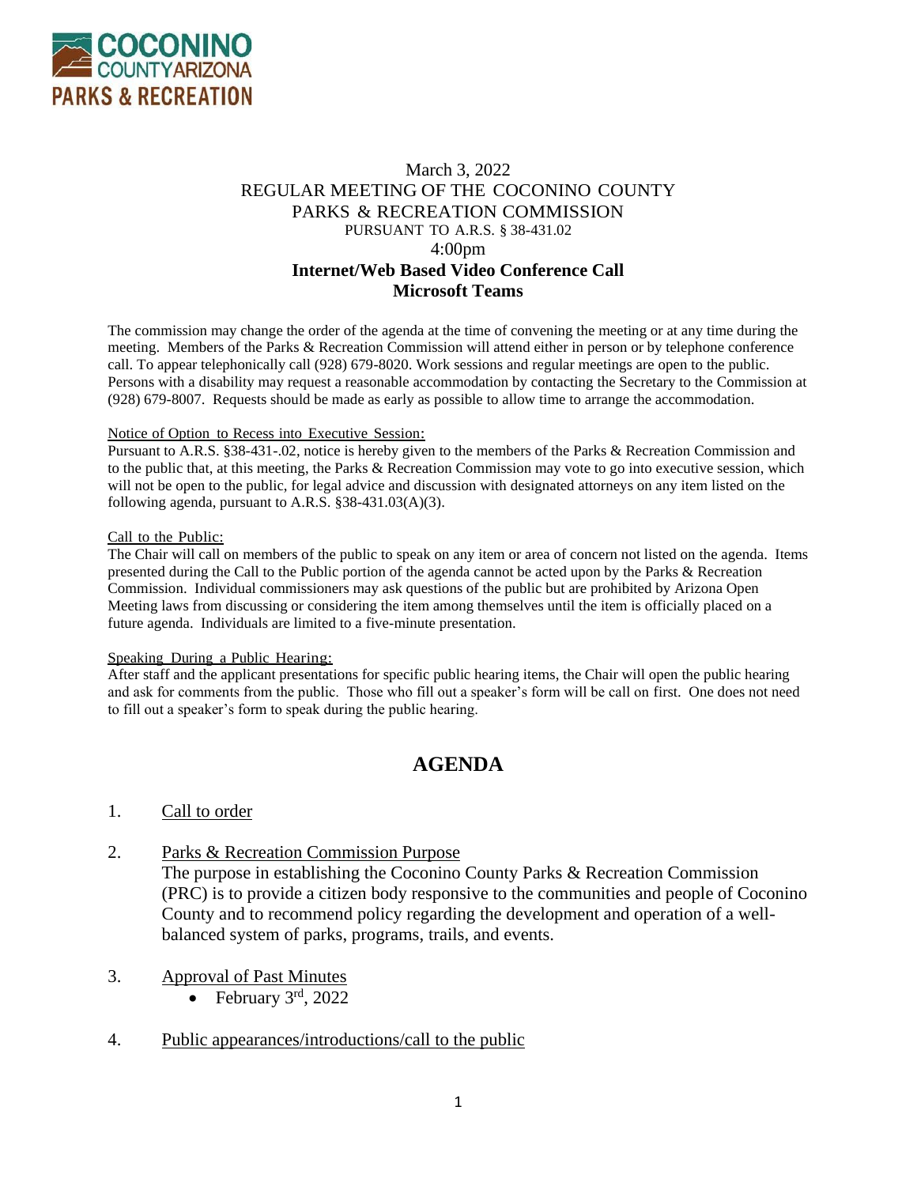COCONINO COUNTY ARIZONA
PARKS & RECREATION

March 3, 2022
REGULAR MEETING OF THE COCONINO COUNTY
PARKS & RECREATION COMMISSION
PURSUANT TO A.R.S. § 38-431.02
4:00pm
**Internet/Web Based Video Conference Call**
**Microsoft Teams**

The commission may change the order of the agenda at the time of convening the meeting or at any time during the meeting. Members of the Parks & Recreation Commission will attend either in person or by telephone conference call. To appear telephonically call (928) 679-8020. Work sessions and regular meetings are open to the public. Persons with a disability may request a reasonable accommodation by contacting the Secretary to the Commission at (928) 679-8007. Requests should be made as early as possible to allow time to arrange the accommodation.

Notice of Option to Recess into Executive Session:
Pursuant to A.R.S. §38-431-.02, notice is hereby given to the members of the Parks & Recreation Commission and to the public that, at this meeting, the Parks & Recreation Commission may vote to go into executive session, which will not be open to the public, for legal advice and discussion with designated attorneys on any item listed on the following agenda, pursuant to A.R.S. §38-431.03(A)(3).

Call to the Public:
The Chair will call on members of the public to speak on any item or area of concern not listed on the agenda. Items presented during the Call to the Public portion of the agenda cannot be acted upon by the Parks & Recreation Commission. Individual commissioners may ask questions of the public but are prohibited by Arizona Open Meeting laws from discussing or considering the item among themselves until the item is officially placed on a future agenda. Individuals are limited to a five-minute presentation.

Speaking During a Public Hearing:
After staff and the applicant presentations for specific public hearing items, the Chair will open the public hearing and ask for comments from the public. Those who fill out a speaker's form will be call on first. One does not need to fill out a speaker's form to speak during the public hearing.

# AGENDA

1. Call to order

2. Parks & Recreation Commission Purpose
   The purpose in establishing the Coconino County Parks & Recreation Commission (PRC) is to provide a citizen body responsive to the communities and people of Coconino County and to recommend policy regarding the development and operation of a well-balanced system of parks, programs, trails, and events.

3. Approval of Past Minutes
   - February 3rd, 2022

4. Public appearances/introductions/call to the public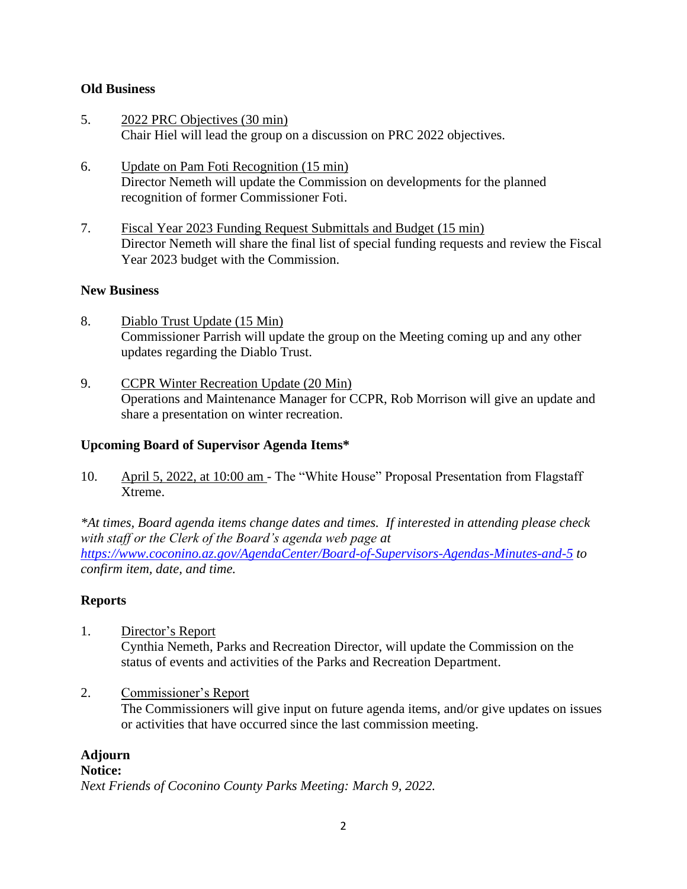**Old Business**

5. <u>2022 PRC Objectives (30 min)</u>
   Chair Hiel will lead the group on a discussion on PRC 2022 objectives.

6. <u>Update on Pam Foti Recognition (15 min)</u>
   Director Nemeth will update the Commission on developments for the planned recognition of former Commissioner Foti.

7. <u>Fiscal Year 2023 Funding Request Submittals and Budget (15 min)</u>
   Director Nemeth will share the final list of special funding requests and review the Fiscal Year 2023 budget with the Commission.

**New Business**

8. <u>Diablo Trust Update (15 Min)</u>
   Commissioner Parrish will update the group on the Meeting coming up and any other updates regarding the Diablo Trust.

9. <u>CCPR Winter Recreation Update (20 Min)</u>
   Operations and Maintenance Manager for CCPR, Rob Morrison will give an update and share a presentation on winter recreation.

**Upcoming Board of Supervisor Agenda Items***

10. <u>April 5, 2022, at 10:00 am</u> - The "White House" Proposal Presentation from Flagstaff Xtreme.

**At times, Board agenda items change dates and times. If interested in attending please check with staff or the Clerk of the Board's agenda web page at https://www.coconino.az.gov/AgendaCenter/Board-of-Supervisors-Agendas-Minutes-and-5 to confirm item, date, and time.*

**Reports**

1. <u>Director's Report</u>
   Cynthia Nemeth, Parks and Recreation Director, will update the Commission on the status of events and activities of the Parks and Recreation Department.

2. <u>Commissioner's Report</u>
   The Commissioners will give input on future agenda items, and/or give updates on issues or activities that have occurred since the last commission meeting.

**Adjourn**

**Notice:**

*Next Friends of Coconino County Parks Meeting: March 9, 2022.*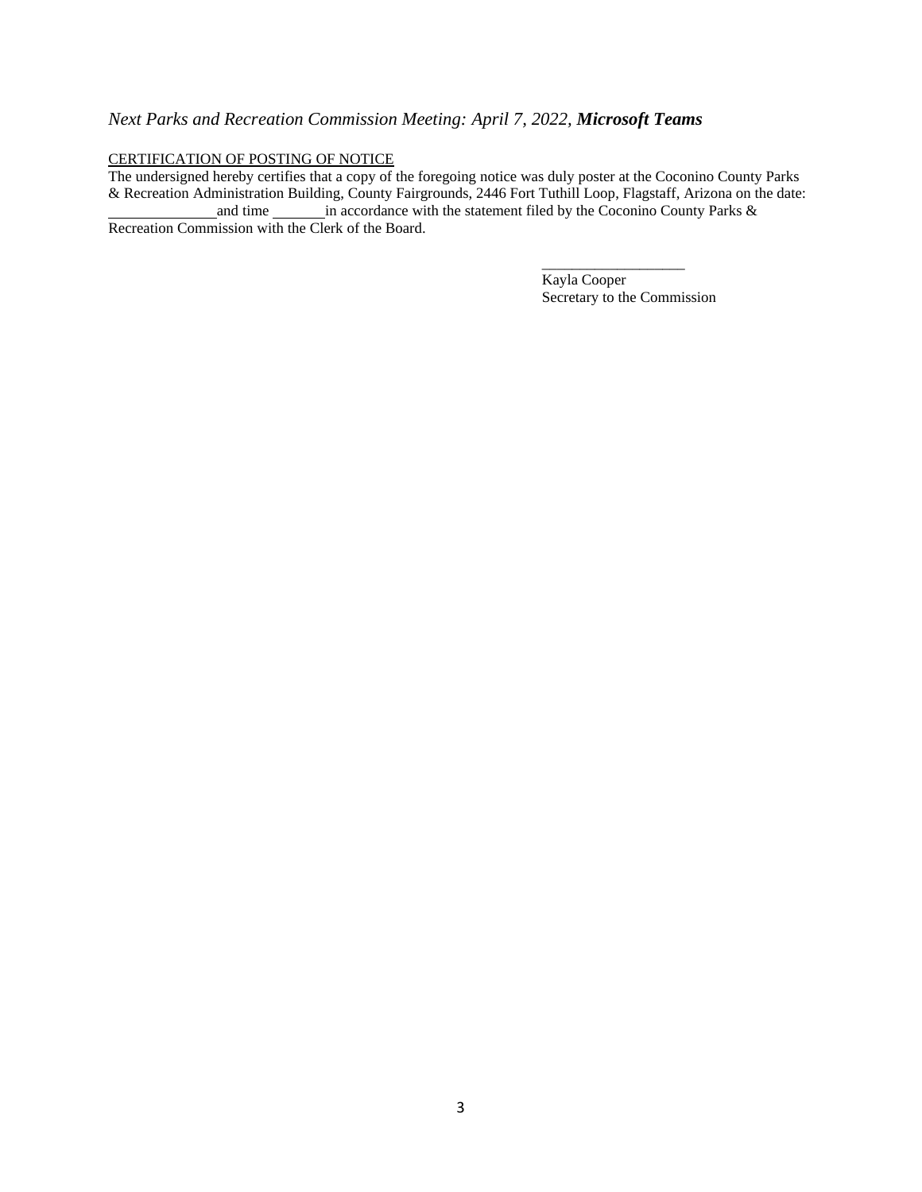*Next Parks and Recreation Commission Meeting: April 7, 2022,* ***Microsoft Teams***

CERTIFICATION OF POSTING OF NOTICE

The undersigned hereby certifies that a copy of the foregoing notice was duly poster at the Coconino County Parks & Recreation Administration Building, County Fairgrounds, 2446 Fort Tuthill Loop, Flagstaff, Arizona on the date: ______________and time _______in accordance with the statement filed by the Coconino County Parks & Recreation Commission with the Clerk of the Board.

___________________
Kayla Cooper
Secretary to the Commission